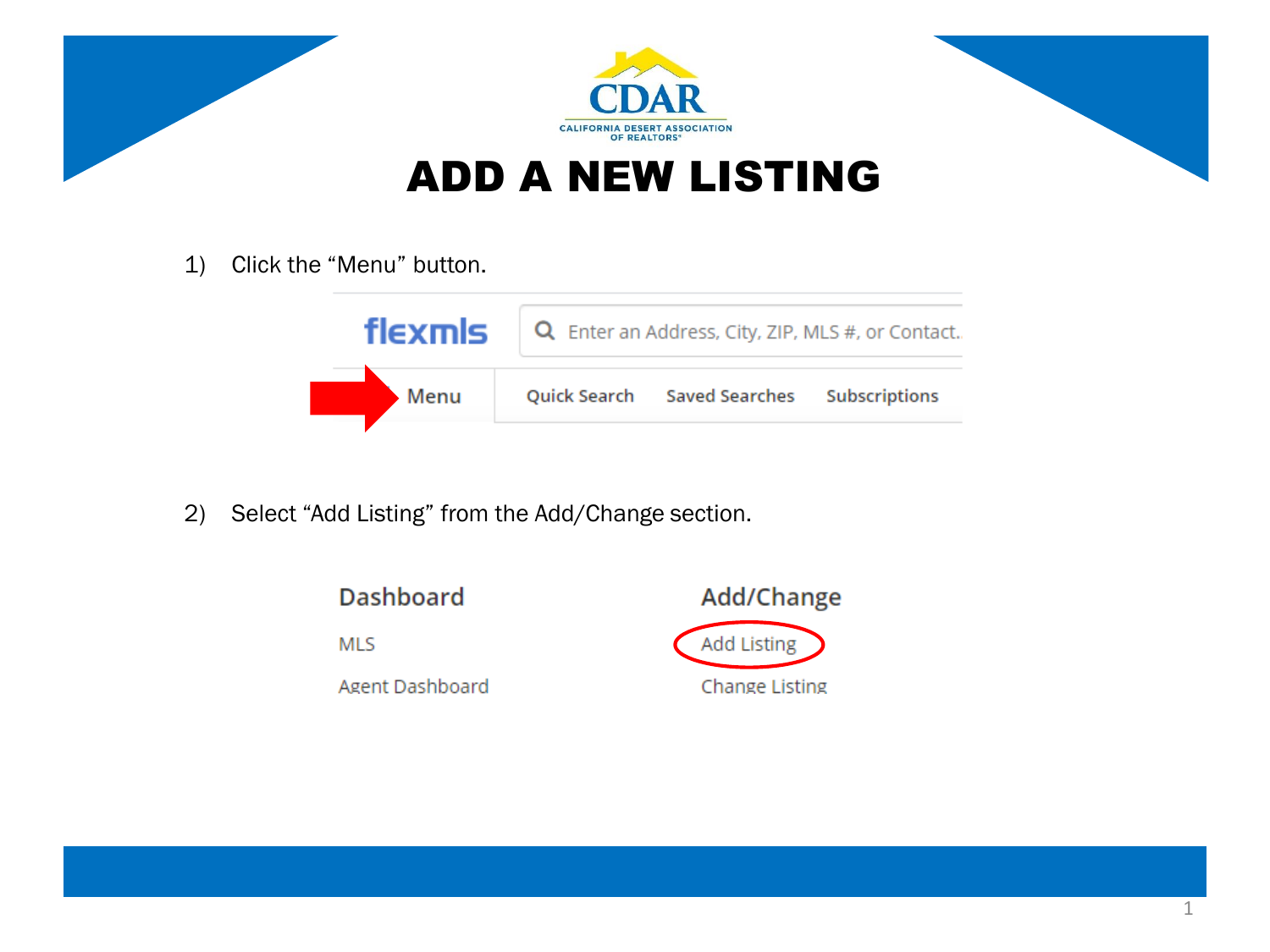CDAR

CALIFORNIA DESERT ASSOCIATION OF REALTORS®

# ADD A NEW LISTING

1) Click the “Menu” button.

flexmls

Enter an Address, City, ZIP, MLS #, or Contact...

Menu | Quick Search | Saved Searches | Subscriptions

2) Select “Add Listing” from the Add/Change section.

| Dashboard | Add/Change |
| --- | --- |
| MLS | Add Listing |
| Agent Dashboard | Change Listing |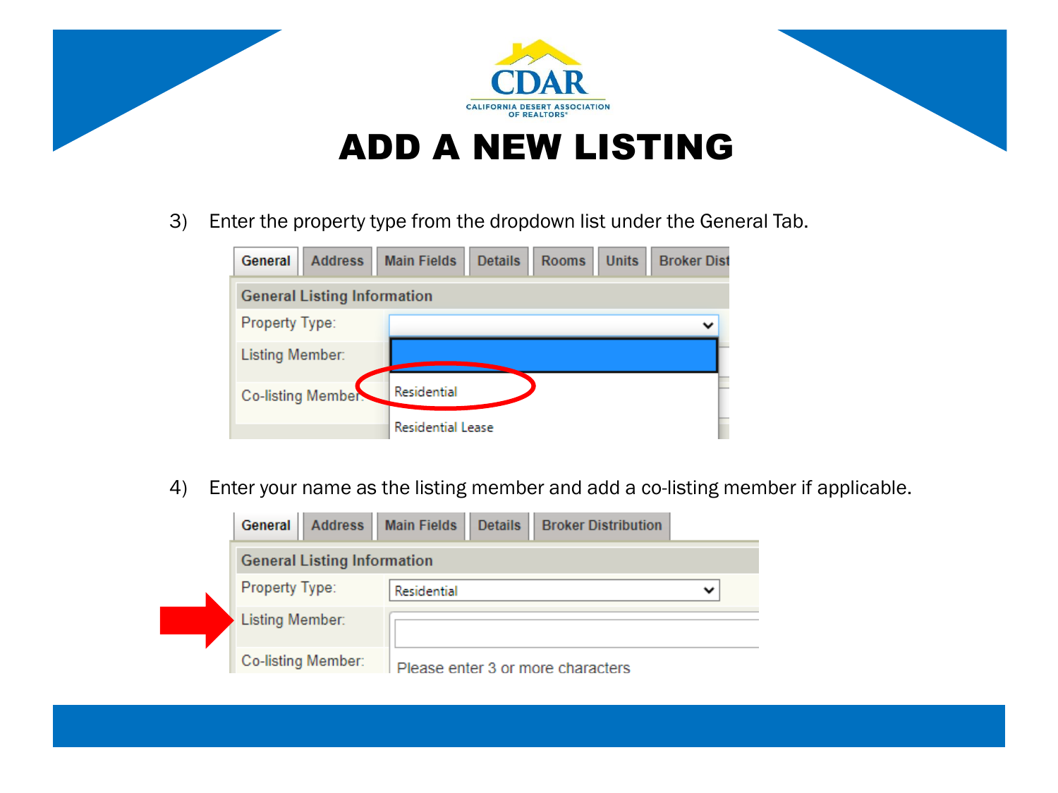# ADD A NEW LISTING

3) Enter the property type from the dropdown list under the General Tab.

4) Enter your name as the listing member and add a co-listing member if applicable.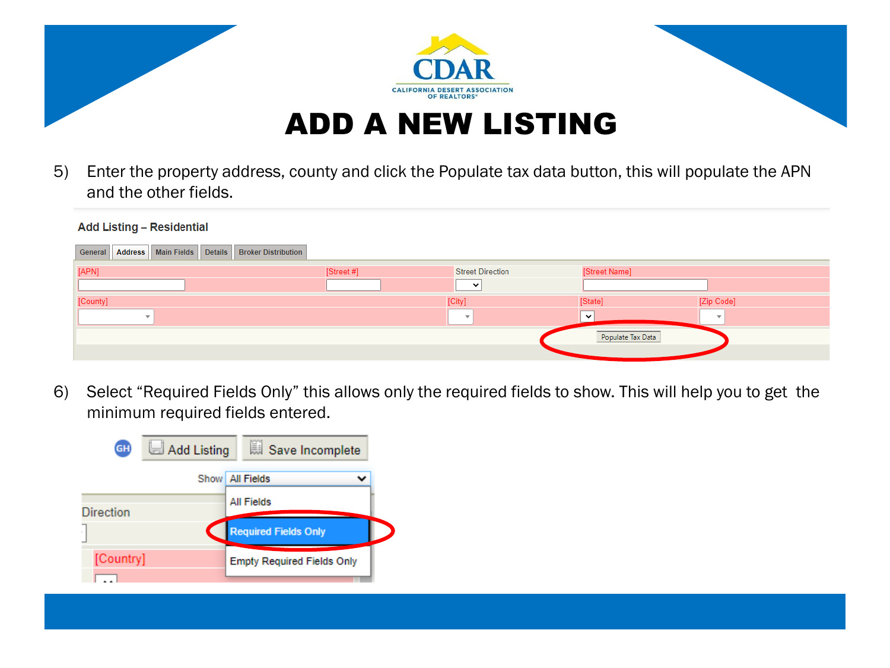# ADD A NEW LISTING

5) Enter the property address, county and click the Populate tax data button, this will populate the APN and the other fields.

Add Listing – Residential

General | Address | Main Fields | Details | Broker Distribution

[APN] [Street #] Street Direction [Street Name]

[County] [City] [State] [Zip Code]

Populate Tax Data

6) Select "Required Fields Only" this allows only the required fields to show. This will help you to get the minimum required fields entered.

Add Listing | Save Incomplete

Show: All Fields

- All Fields
- Required Fields Only
- Empty Required Fields Only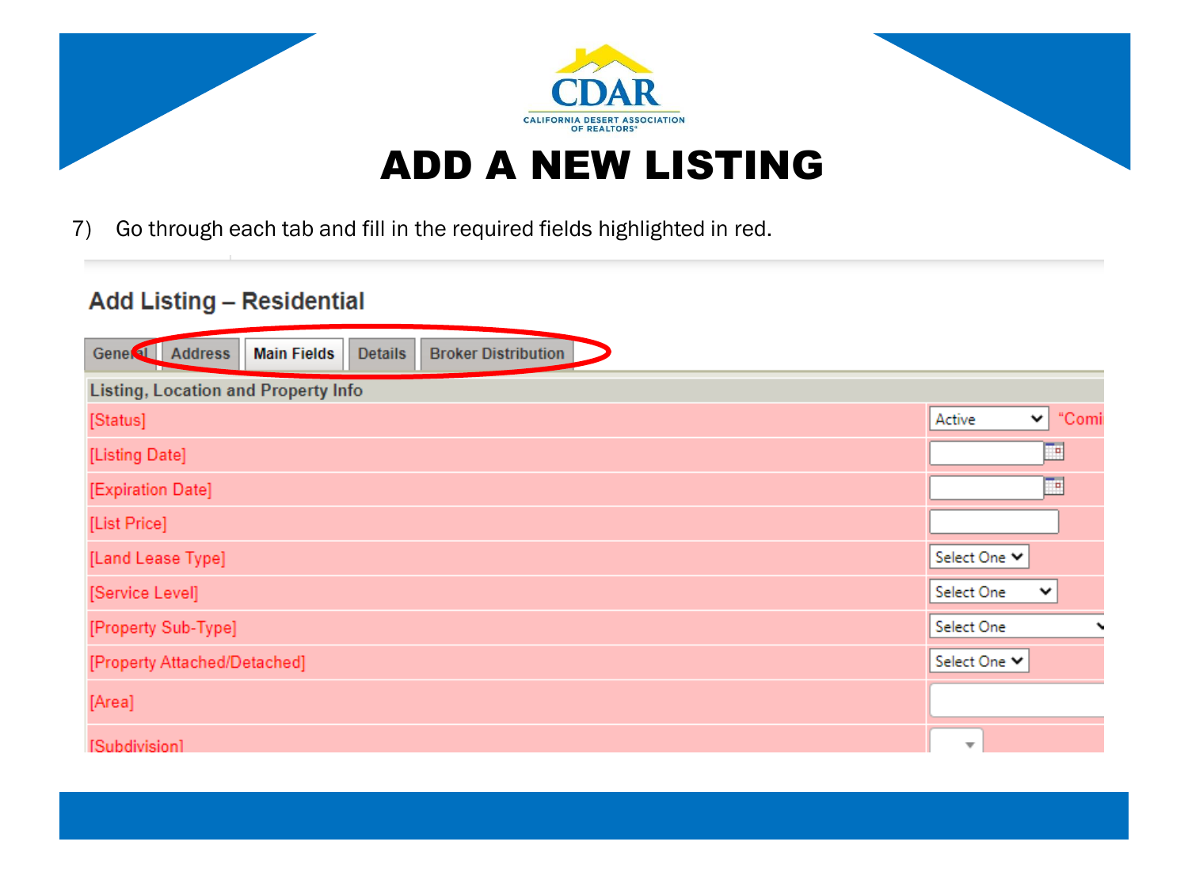# ADD A NEW LISTING

7) Go through each tab and fill in the required fields highlighted in red.

## Add Listing – Residential

General | Address | Main Fields | Details | Broker Distribution

| Listing, Location and Property Info | |
|---|---|
| [Status] | Active "Comi |
| [Listing Date] | |
| [Expiration Date] | |
| [List Price] | |
| [Land Lease Type] | Select One |
| [Service Level] | Select One |
| [Property Sub-Type] | Select One |
| [Property Attached/Detached] | Select One |
| [Area] | |
| [Subdivision] | |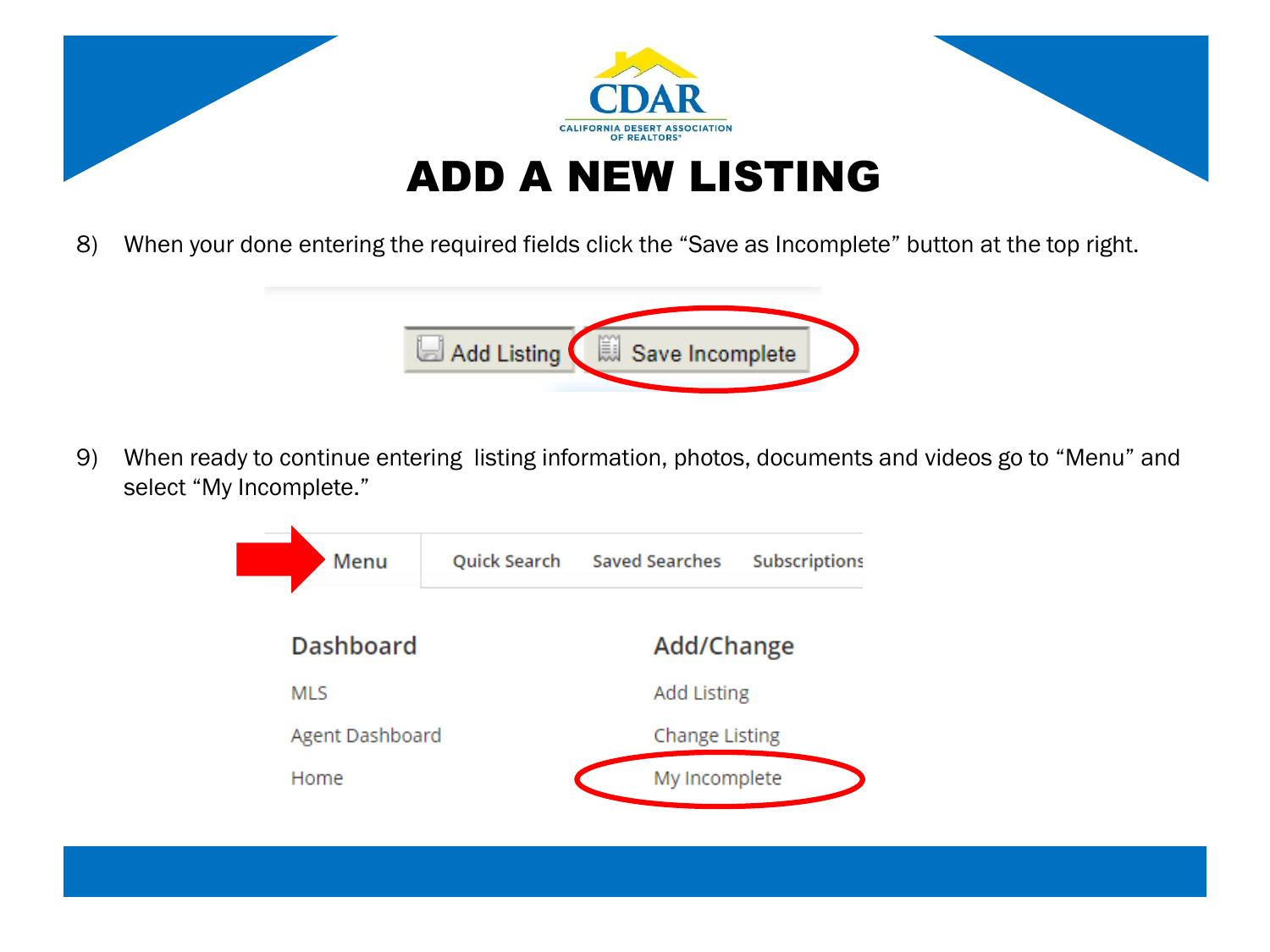# ADD A NEW LISTING

8) When your done entering the required fields click the “Save as Incomplete” button at the top right.

9) When ready to continue entering listing information, photos, documents and videos go to “Menu” and select “My Incomplete.”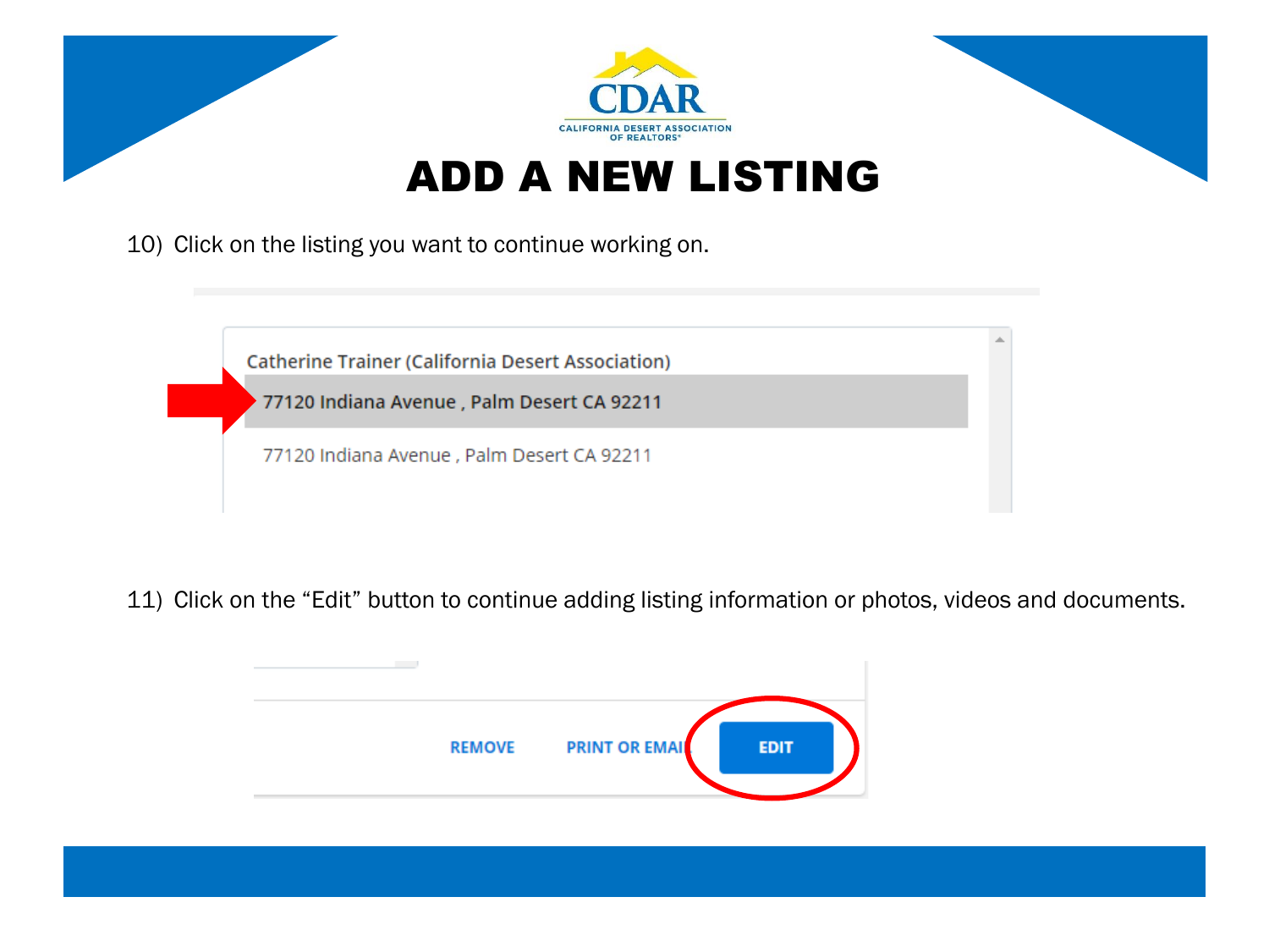# ADD A NEW LISTING

10) Click on the listing you want to continue working on.

11) Click on the "Edit" button to continue adding listing information or photos, videos and documents.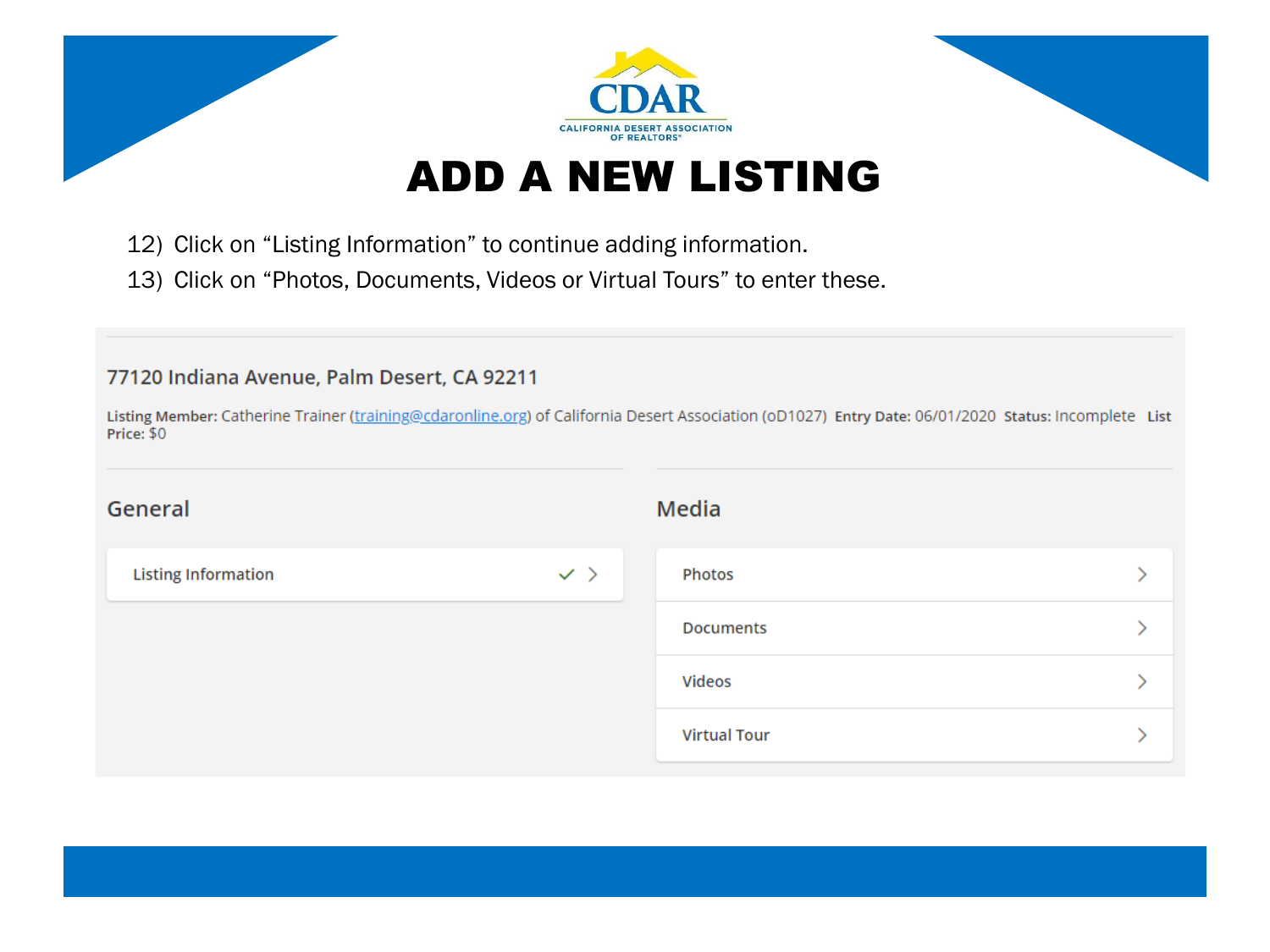CDAR
CALIFORNIA DESERT ASSOCIATION OF REALTORS®

# ADD A NEW LISTING

12) Click on "Listing Information" to continue adding information.
13) Click on "Photos, Documents, Videos or Virtual Tours" to enter these.

77120 Indiana Avenue, Palm Desert, CA 92211

**Listing Member:** Catherine Trainer (training@cdaronline.org) of California Desert Association (oD1027) **Entry Date:** 06/01/2020 **Status:** Incomplete **List Price:** $0

## General

- Listing Information ✓ >

## Media

- Photos >
- Documents >
- Videos >
- Virtual Tour >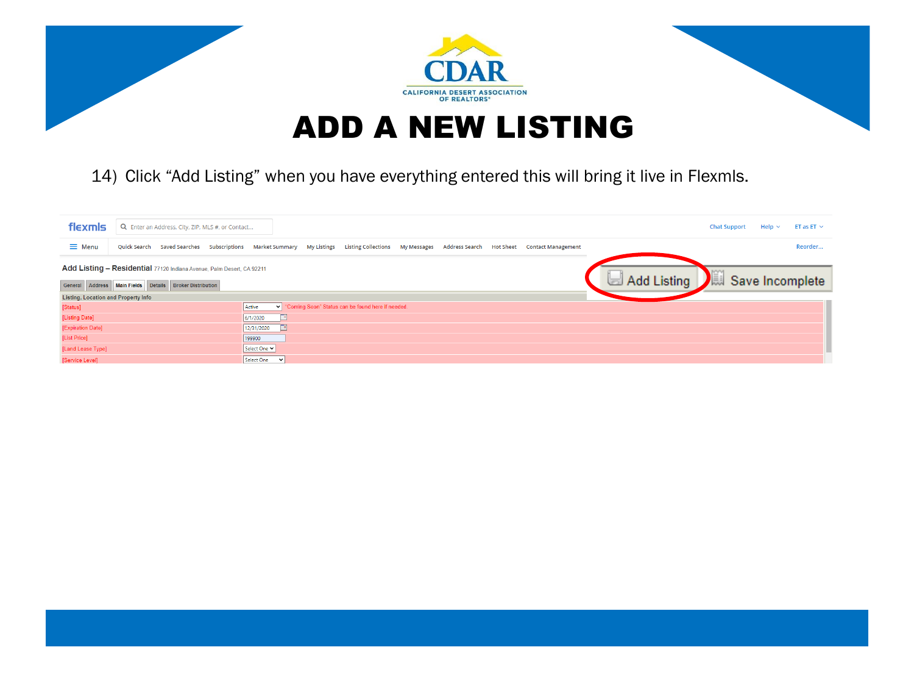CDAR
CALIFORNIA DESERT ASSOCIATION OF REALTORS®

# ADD A NEW LISTING

14) Click “Add Listing” when you have everything entered this will bring it live in Flexmls.

flexmls | Enter an Address, City, ZIP, MLS #, or Contact... | Chat Support | Help | ET as ET

Menu | Quick Search | Saved Searches | Subscriptions | Market Summary | My Listings | Listing Collections | My Messages | Address Search | Hot Sheet | Contact Management | Reorder...

**Add Listing – Residential** 77120 Indiana Avenue, Palm Desert, CA 92211

General | Address | Main Fields | Details | Broker Distribution

Add Listing | Save Incomplete

**Listing, Location and Property Info**

| | |
|---|---|
| [Status] | Active "Coming Soon" Status can be found here if needed. |
| [Listing Date] | 6/1/2020 |
| [Expiration Date] | 12/31/2020 |
| [List Price] | 199900 |
| [Land Lease Type] | Select One |
| [Service Level] | Select One |